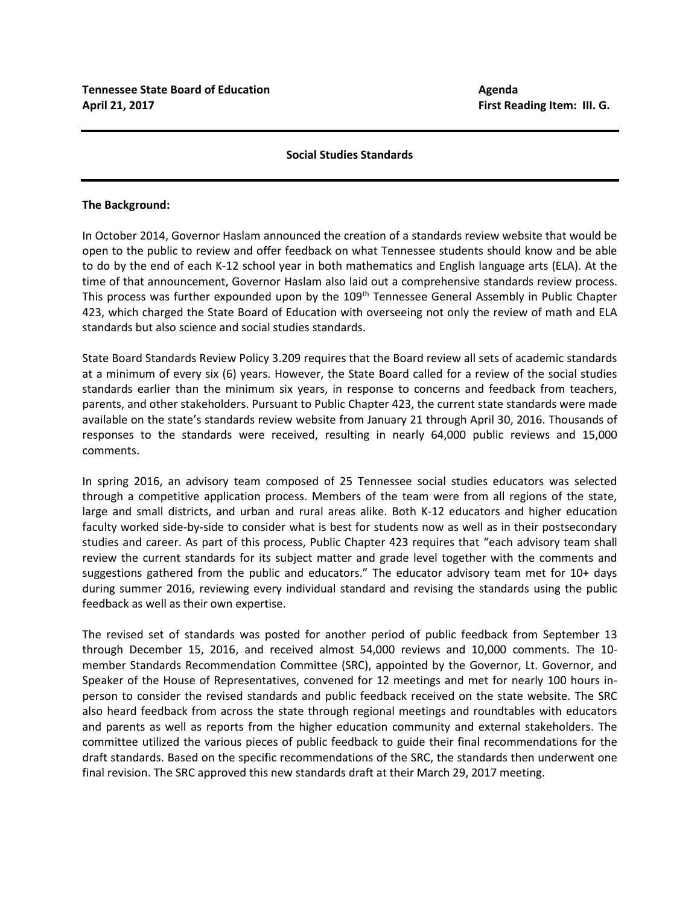**Tennessee State Board of Education** | **Agenda**
**April 21, 2017** | **First Reading Item: III. G.**

---

## Social Studies Standards

---

**The Background:**

In October 2014, Governor Haslam announced the creation of a standards review website that would be open to the public to review and offer feedback on what Tennessee students should know and be able to do by the end of each K-12 school year in both mathematics and English language arts (ELA). At the time of that announcement, Governor Haslam also laid out a comprehensive standards review process. This process was further expounded upon by the 109th Tennessee General Assembly in Public Chapter 423, which charged the State Board of Education with overseeing not only the review of math and ELA standards but also science and social studies standards.

State Board Standards Review Policy 3.209 requires that the Board review all sets of academic standards at a minimum of every six (6) years. However, the State Board called for a review of the social studies standards earlier than the minimum six years, in response to concerns and feedback from teachers, parents, and other stakeholders. Pursuant to Public Chapter 423, the current state standards were made available on the state's standards review website from January 21 through April 30, 2016. Thousands of responses to the standards were received, resulting in nearly 64,000 public reviews and 15,000 comments.

In spring 2016, an advisory team composed of 25 Tennessee social studies educators was selected through a competitive application process. Members of the team were from all regions of the state, large and small districts, and urban and rural areas alike. Both K-12 educators and higher education faculty worked side-by-side to consider what is best for students now as well as in their postsecondary studies and career. As part of this process, Public Chapter 423 requires that "each advisory team shall review the current standards for its subject matter and grade level together with the comments and suggestions gathered from the public and educators." The educator advisory team met for 10+ days during summer 2016, reviewing every individual standard and revising the standards using the public feedback as well as their own expertise.

The revised set of standards was posted for another period of public feedback from September 13 through December 15, 2016, and received almost 54,000 reviews and 10,000 comments. The 10-member Standards Recommendation Committee (SRC), appointed by the Governor, Lt. Governor, and Speaker of the House of Representatives, convened for 12 meetings and met for nearly 100 hours in-person to consider the revised standards and public feedback received on the state website. The SRC also heard feedback from across the state through regional meetings and roundtables with educators and parents as well as reports from the higher education community and external stakeholders. The committee utilized the various pieces of public feedback to guide their final recommendations for the draft standards. Based on the specific recommendations of the SRC, the standards then underwent one final revision. The SRC approved this new standards draft at their March 29, 2017 meeting.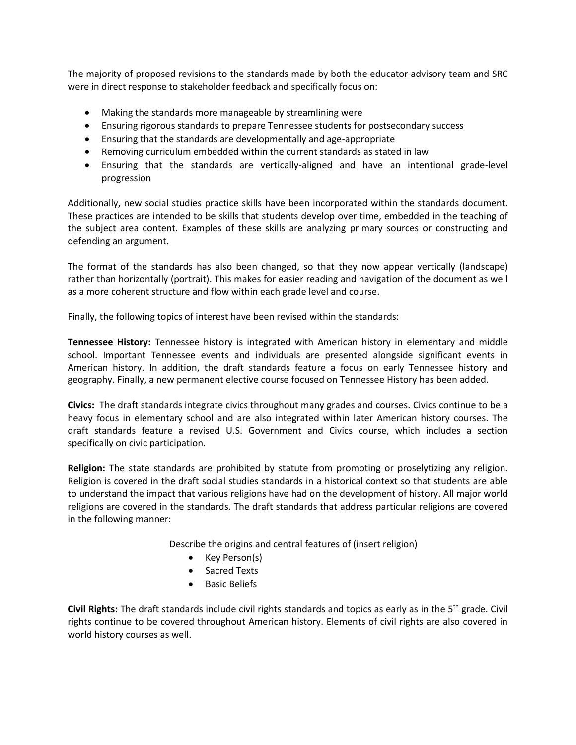The majority of proposed revisions to the standards made by both the educator advisory team and SRC were in direct response to stakeholder feedback and specifically focus on:

- Making the standards more manageable by streamlining were
- Ensuring rigorous standards to prepare Tennessee students for postsecondary success
- Ensuring that the standards are developmentally and age-appropriate
- Removing curriculum embedded within the current standards as stated in law
- Ensuring that the standards are vertically-aligned and have an intentional grade-level progression

Additionally, new social studies practice skills have been incorporated within the standards document. These practices are intended to be skills that students develop over time, embedded in the teaching of the subject area content. Examples of these skills are analyzing primary sources or constructing and defending an argument.

The format of the standards has also been changed, so that they now appear vertically (landscape) rather than horizontally (portrait). This makes for easier reading and navigation of the document as well as a more coherent structure and flow within each grade level and course.

Finally, the following topics of interest have been revised within the standards:

**Tennessee History:** Tennessee history is integrated with American history in elementary and middle school. Important Tennessee events and individuals are presented alongside significant events in American history. In addition, the draft standards feature a focus on early Tennessee history and geography. Finally, a new permanent elective course focused on Tennessee History has been added.

**Civics:** The draft standards integrate civics throughout many grades and courses. Civics continue to be a heavy focus in elementary school and are also integrated within later American history courses. The draft standards feature a revised U.S. Government and Civics course, which includes a section specifically on civic participation.

**Religion:** The state standards are prohibited by statute from promoting or proselytizing any religion. Religion is covered in the draft social studies standards in a historical context so that students are able to understand the impact that various religions have had on the development of history. All major world religions are covered in the standards. The draft standards that address particular religions are covered in the following manner:

Describe the origins and central features of (insert religion)

- Key Person(s)
- Sacred Texts
- Basic Beliefs

**Civil Rights:** The draft standards include civil rights standards and topics as early as in the 5th grade. Civil rights continue to be covered throughout American history. Elements of civil rights are also covered in world history courses as well.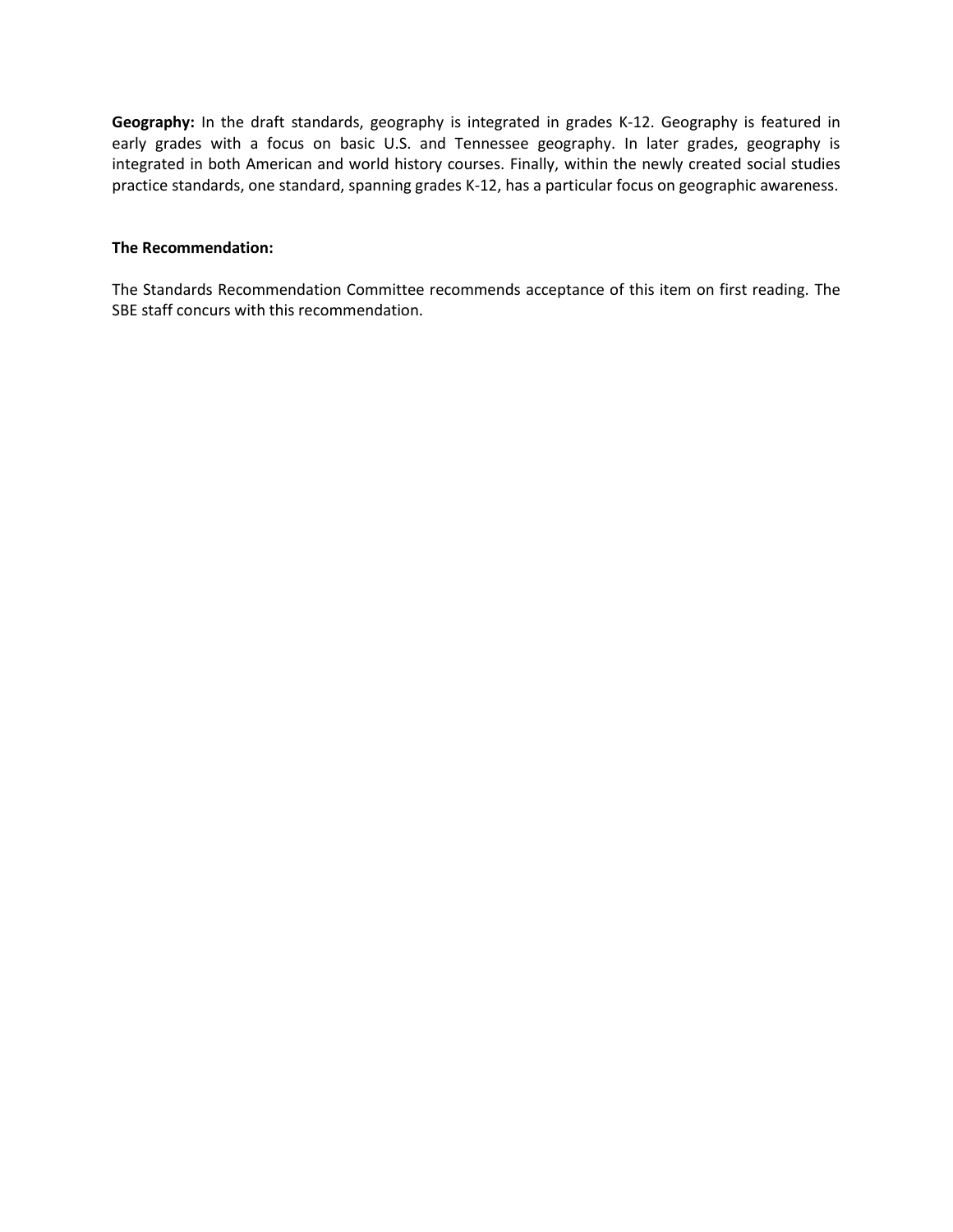**Geography:** In the draft standards, geography is integrated in grades K-12. Geography is featured in early grades with a focus on basic U.S. and Tennessee geography. In later grades, geography is integrated in both American and world history courses. Finally, within the newly created social studies practice standards, one standard, spanning grades K-12, has a particular focus on geographic awareness.

**The Recommendation:**

The Standards Recommendation Committee recommends acceptance of this item on first reading. The SBE staff concurs with this recommendation.